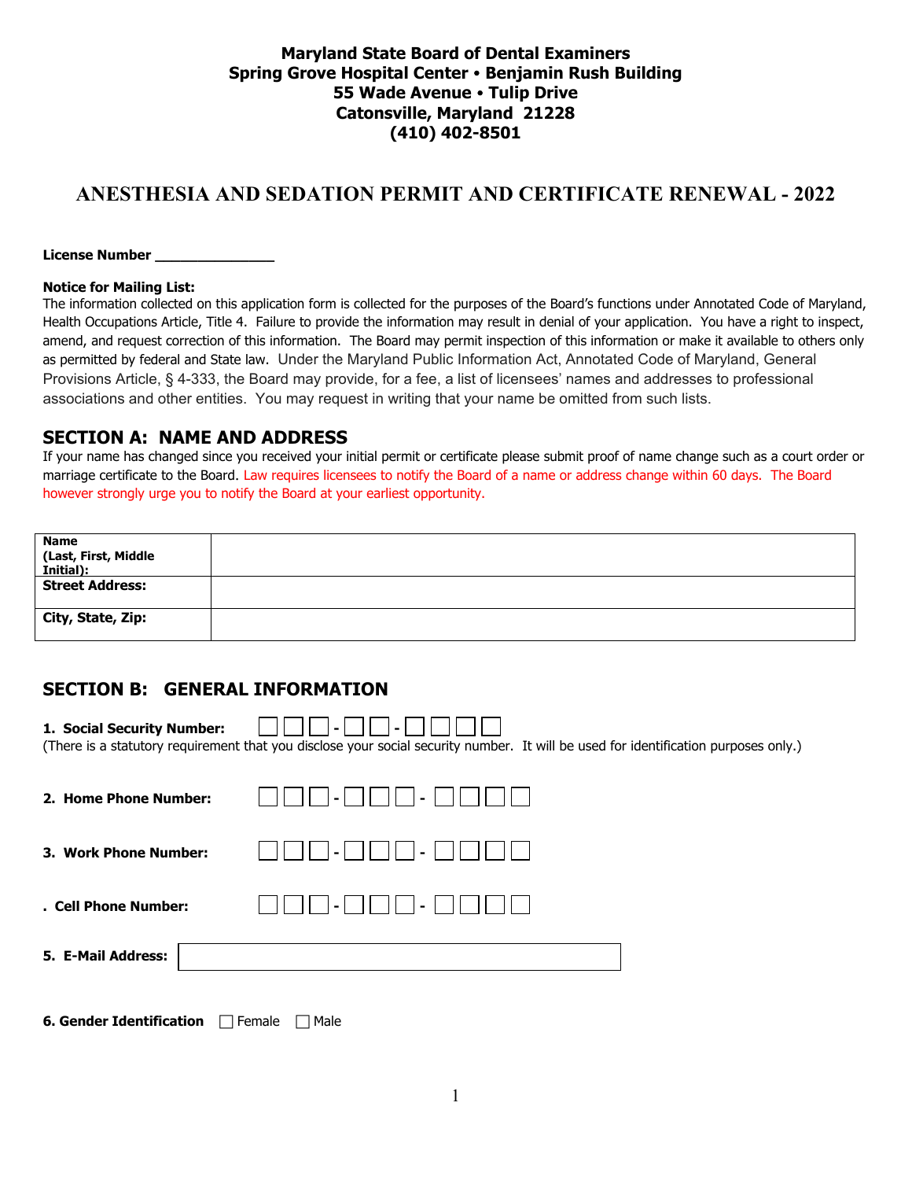**Maryland State Board of Dental Examiners**
**Spring Grove Hospital Center • Benjamin Rush Building**
**55 Wade Avenue • Tulip Drive**
**Catonsville, Maryland 21228**
**(410) 402-8501**

# ANESTHESIA AND SEDATION PERMIT AND CERTIFICATE RENEWAL - 2022

**License Number** _______________

**Notice for Mailing List:**
The information collected on this application form is collected for the purposes of the Board's functions under Annotated Code of Maryland, Health Occupations Article, Title 4. Failure to provide the information may result in denial of your application. You have a right to inspect, amend, and request correction of this information. The Board may permit inspection of this information or make it available to others only as permitted by federal and State law. Under the Maryland Public Information Act, Annotated Code of Maryland, General Provisions Article, § 4-333, the Board may provide, for a fee, a list of licensees' names and addresses to professional associations and other entities. You may request in writing that your name be omitted from such lists.

## SECTION A: NAME AND ADDRESS

If your name has changed since you received your initial permit or certificate please submit proof of name change such as a court order or marriage certificate to the Board. Law requires licensees to notify the Board of a name or address change within 60 days. The Board however strongly urge you to notify the Board at your earliest opportunity.

| | |
|---|---|
| **Name (Last, First, Middle Initial):** | |
| **Street Address:** | |
| **City, State, Zip:** | |

## SECTION B: GENERAL INFORMATION

**1. Social Security Number:** ☐☐☐-☐☐-☐☐☐☐
(There is a statutory requirement that you disclose your social security number. It will be used for identification purposes only.)

**2. Home Phone Number:** ☐☐☐-☐☐☐-☐☐☐☐

**3. Work Phone Number:** ☐☐☐-☐☐☐-☐☐☐☐

**. Cell Phone Number:** ☐☐☐-☐☐☐-☐☐☐☐

**5. E-Mail Address:** ____________________

**6. Gender Identification** ☐ Female ☐ Male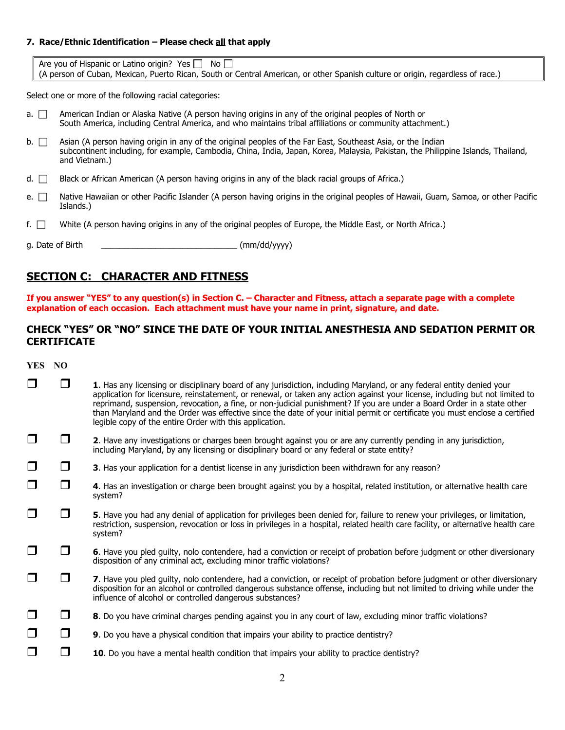**7. Race/Ethnic Identification – Please check <u>all</u> that apply**

| Are you of Hispanic or Latino origin? Yes ☐ No ☐ (A person of Cuban, Mexican, Puerto Rican, South or Central American, or other Spanish culture or origin, regardless of race.) |
|---|

Select one or more of the following racial categories:

a. ☐ American Indian or Alaska Native (A person having origins in any of the original peoples of North or South America, including Central America, and who maintains tribal affiliations or community attachment.)

b. ☐ Asian (A person having origin in any of the original peoples of the Far East, Southeast Asia, or the Indian subcontinent including, for example, Cambodia, China, India, Japan, Korea, Malaysia, Pakistan, the Philippine Islands, Thailand, and Vietnam.)

d. ☐ Black or African American (A person having origins in any of the black racial groups of Africa.)

e. ☐ Native Hawaiian or other Pacific Islander (A person having origins in the original peoples of Hawaii, Guam, Samoa, or other Pacific Islands.)

f. ☐ White (A person having origins in any of the original peoples of Europe, the Middle East, or North Africa.)

g. Date of Birth ______________________________ (mm/dd/yyyy)

## <u>SECTION C: CHARACTER AND FITNESS</u>

**If you answer "YES" to any question(s) in Section C. – Character and Fitness, attach a separate page with a complete explanation of each occasion. Each attachment must have your name in print, signature, and date.**

### CHECK "YES" OR "NO" SINCE THE DATE OF YOUR INITIAL ANESTHESIA AND SEDATION PERMIT OR CERTIFICATE

| YES | NO | |
|---|---|---|
| ☐ | ☐ | **1**. Has any licensing or disciplinary board of any jurisdiction, including Maryland, or any federal entity denied your application for licensure, reinstatement, or renewal, or taken any action against your license, including but not limited to reprimand, suspension, revocation, a fine, or non-judicial punishment? If you are under a Board Order in a state other than Maryland and the Order was effective since the date of your initial permit or certificate you must enclose a certified legible copy of the entire Order with this application. |
| ☐ | ☐ | **2**. Have any investigations or charges been brought against you or are any currently pending in any jurisdiction, including Maryland, by any licensing or disciplinary board or any federal or state entity? |
| ☐ | ☐ | **3**. Has your application for a dentist license in any jurisdiction been withdrawn for any reason? |
| ☐ | ☐ | **4**. Has an investigation or charge been brought against you by a hospital, related institution, or alternative health care system? |
| ☐ | ☐ | **5**. Have you had any denial of application for privileges been denied for, failure to renew your privileges, or limitation, restriction, suspension, revocation or loss in privileges in a hospital, related health care facility, or alternative health care system? |
| ☐ | ☐ | **6**. Have you pled guilty, nolo contendere, had a conviction or receipt of probation before judgment or other diversionary disposition of any criminal act, excluding minor traffic violations? |
| ☐ | ☐ | **7**. Have you pled guilty, nolo contendere, had a conviction, or receipt of probation before judgment or other diversionary disposition for an alcohol or controlled dangerous substance offense, including but not limited to driving while under the influence of alcohol or controlled dangerous substances? |
| ☐ | ☐ | **8**. Do you have criminal charges pending against you in any court of law, excluding minor traffic violations? |
| ☐ | ☐ | **9**. Do you have a physical condition that impairs your ability to practice dentistry? |
| ☐ | ☐ | **10**. Do you have a mental health condition that impairs your ability to practice dentistry? |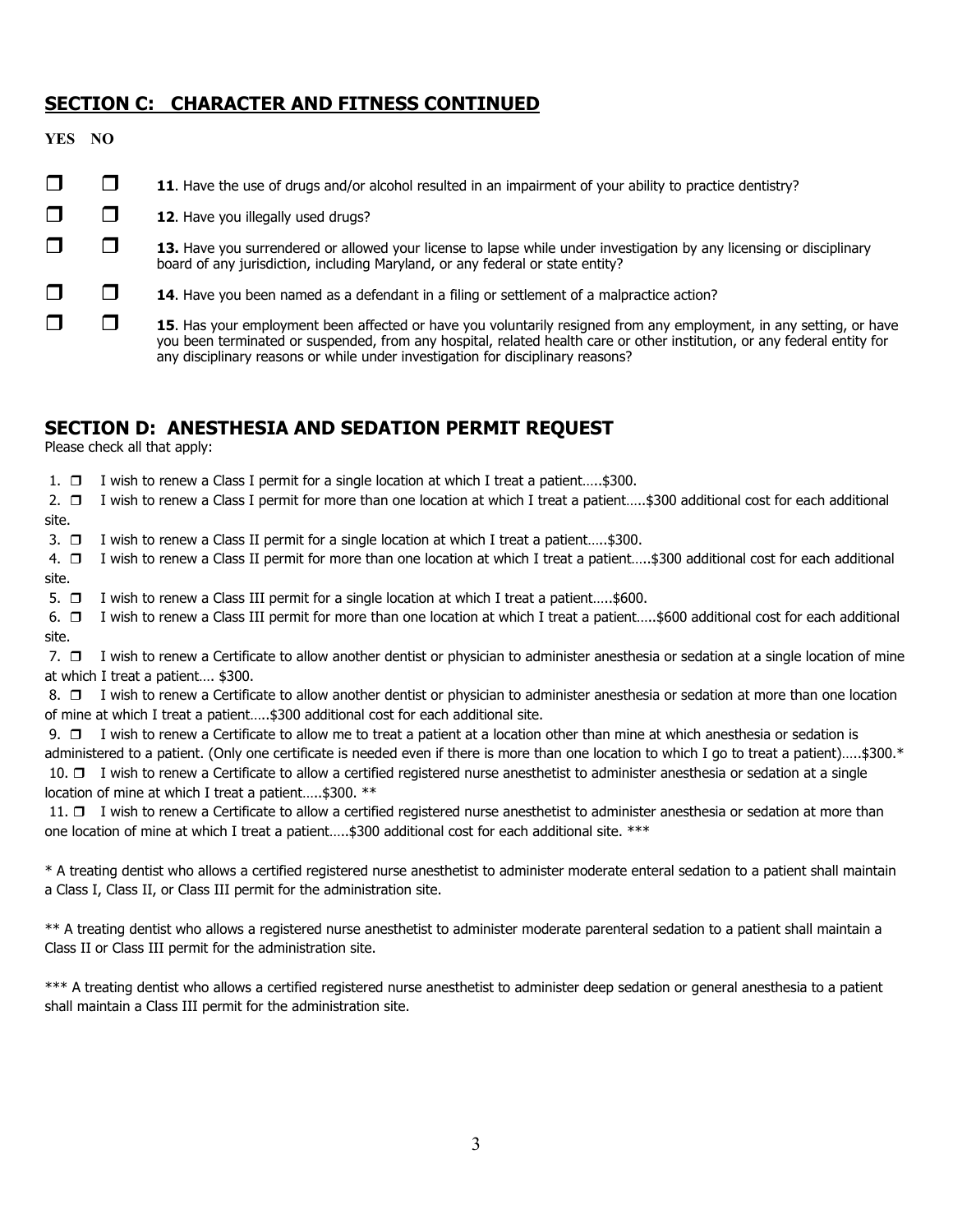## SECTION C: CHARACTER AND FITNESS CONTINUED

**YES NO**

☐ ☐ **11**. Have the use of drugs and/or alcohol resulted in an impairment of your ability to practice dentistry?

☐ ☐ **12**. Have you illegally used drugs?

☐ ☐ **13.** Have you surrendered or allowed your license to lapse while under investigation by any licensing or disciplinary board of any jurisdiction, including Maryland, or any federal or state entity?

☐ ☐ **14**. Have you been named as a defendant in a filing or settlement of a malpractice action?

☐ ☐ **15**. Has your employment been affected or have you voluntarily resigned from any employment, in any setting, or have you been terminated or suspended, from any hospital, related health care or other institution, or any federal entity for any disciplinary reasons or while under investigation for disciplinary reasons?

## SECTION D: ANESTHESIA AND SEDATION PERMIT REQUEST

Please check all that apply:

1. ☐ I wish to renew a Class I permit for a single location at which I treat a patient…..$300.
2. ☐ I wish to renew a Class I permit for more than one location at which I treat a patient…..$300 additional cost for each additional site.
3. ☐ I wish to renew a Class II permit for a single location at which I treat a patient…..$300.
4. ☐ I wish to renew a Class II permit for more than one location at which I treat a patient…..$300 additional cost for each additional site.
5. ☐ I wish to renew a Class III permit for a single location at which I treat a patient…..$600.
6. ☐ I wish to renew a Class III permit for more than one location at which I treat a patient…..$600 additional cost for each additional site.
7. ☐ I wish to renew a Certificate to allow another dentist or physician to administer anesthesia or sedation at a single location of mine at which I treat a patient…. $300.
8. ☐ I wish to renew a Certificate to allow another dentist or physician to administer anesthesia or sedation at more than one location of mine at which I treat a patient…..$300 additional cost for each additional site.
9. ☐ I wish to renew a Certificate to allow me to treat a patient at a location other than mine at which anesthesia or sedation is administered to a patient. (Only one certificate is needed even if there is more than one location to which I go to treat a patient)…..$300.*
10. ☐ I wish to renew a Certificate to allow a certified registered nurse anesthetist to administer anesthesia or sedation at a single location of mine at which I treat a patient…..$300. **
11. ☐ I wish to renew a Certificate to allow a certified registered nurse anesthetist to administer anesthesia or sedation at more than one location of mine at which I treat a patient…..$300 additional cost for each additional site. ***

\* A treating dentist who allows a certified registered nurse anesthetist to administer moderate enteral sedation to a patient shall maintain a Class I, Class II, or Class III permit for the administration site.

\*\* A treating dentist who allows a registered nurse anesthetist to administer moderate parenteral sedation to a patient shall maintain a Class II or Class III permit for the administration site.

\*\*\* A treating dentist who allows a certified registered nurse anesthetist to administer deep sedation or general anesthesia to a patient shall maintain a Class III permit for the administration site.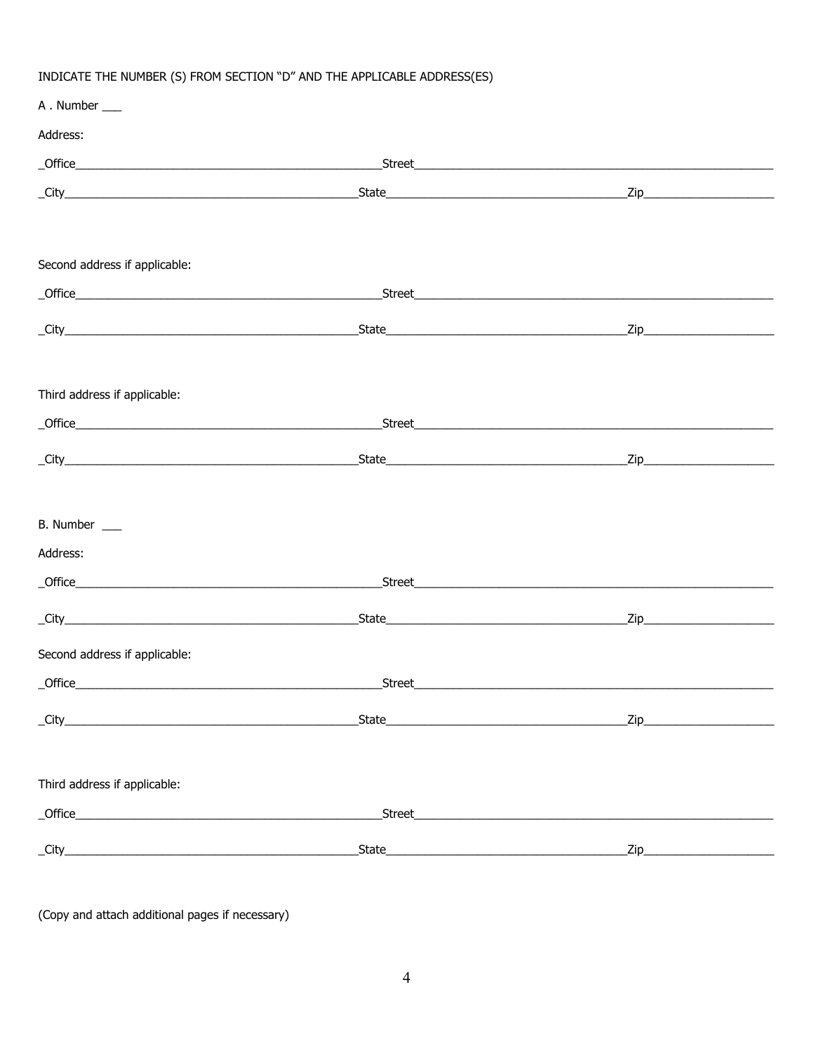INDICATE THE NUMBER (S) FROM SECTION "D" AND THE APPLICABLE ADDRESS(ES)

A . Number ___

Address:

_Office_______________________________________________Street_______________________________________________________

_City_________________________________________________State_________________________________Zip___________________

Second address if applicable:

_Office_______________________________________________Street_______________________________________________________

_City_________________________________________________State_________________________________Zip___________________

Third address if applicable:

_Office_______________________________________________Street_______________________________________________________

_City_________________________________________________State_________________________________Zip___________________

B. Number ___

Address:

_Office_______________________________________________Street_______________________________________________________

_City_________________________________________________State_________________________________Zip___________________

Second address if applicable:

_Office_______________________________________________Street_______________________________________________________

_City_________________________________________________State_________________________________Zip___________________

Third address if applicable:

_Office_______________________________________________Street_______________________________________________________

_City_________________________________________________State_________________________________Zip___________________

(Copy and attach additional pages if necessary)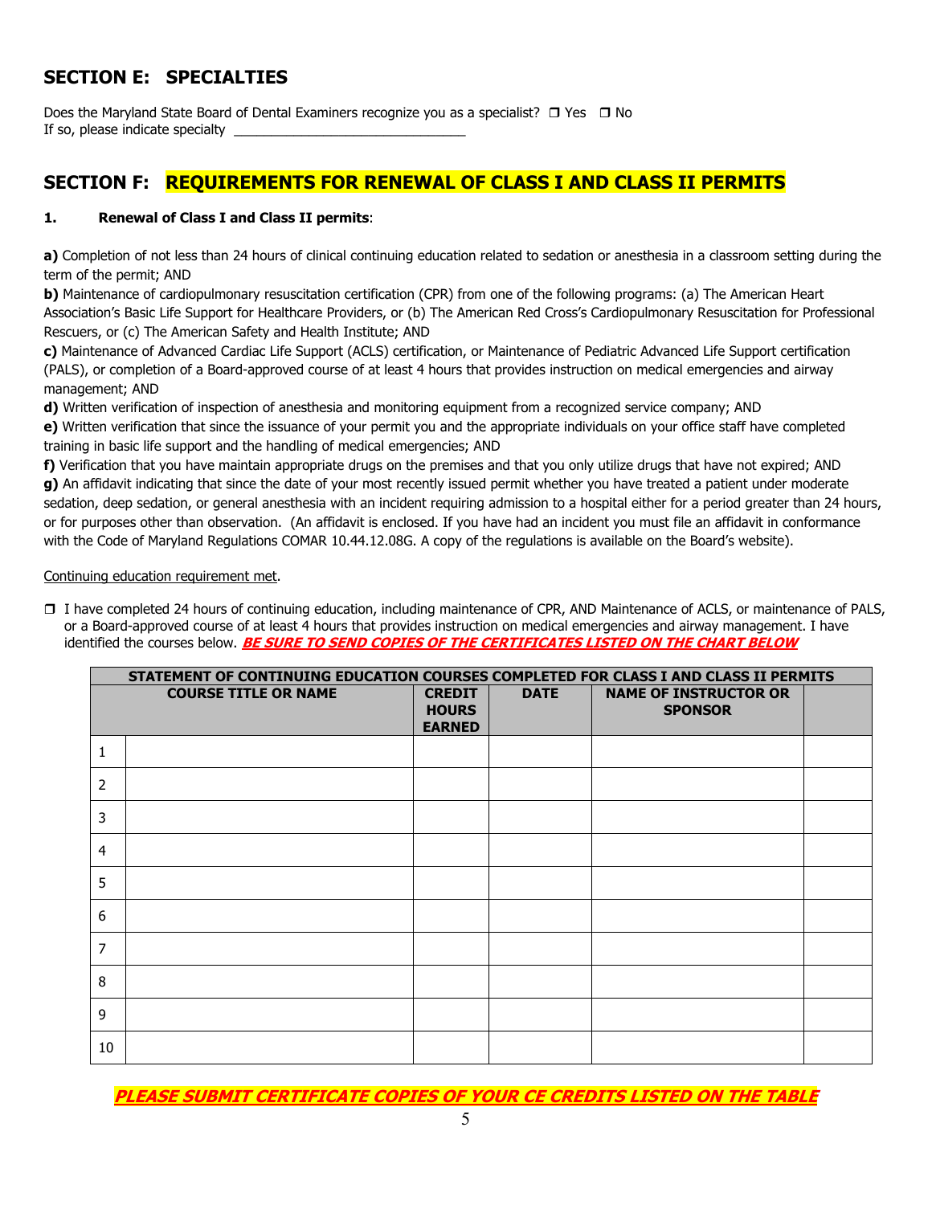## SECTION E: SPECIALTIES

Does the Maryland State Board of Dental Examiners recognize you as a specialist? ❐ Yes ❐ No
If so, please indicate specialty ______________________________

## SECTION F: REQUIREMENTS FOR RENEWAL OF CLASS I AND CLASS II PERMITS

**1. Renewal of Class I and Class II permits**:

**a)** Completion of not less than 24 hours of clinical continuing education related to sedation or anesthesia in a classroom setting during the term of the permit; AND

**b)** Maintenance of cardiopulmonary resuscitation certification (CPR) from one of the following programs: (a) The American Heart Association's Basic Life Support for Healthcare Providers, or (b) The American Red Cross's Cardiopulmonary Resuscitation for Professional Rescuers, or (c) The American Safety and Health Institute; AND

**c)** Maintenance of Advanced Cardiac Life Support (ACLS) certification, or Maintenance of Pediatric Advanced Life Support certification (PALS), or completion of a Board-approved course of at least 4 hours that provides instruction on medical emergencies and airway management; AND

**d)** Written verification of inspection of anesthesia and monitoring equipment from a recognized service company; AND

**e)** Written verification that since the issuance of your permit you and the appropriate individuals on your office staff have completed training in basic life support and the handling of medical emergencies; AND

**f)** Verification that you have maintain appropriate drugs on the premises and that you only utilize drugs that have not expired; AND

**g)** An affidavit indicating that since the date of your most recently issued permit whether you have treated a patient under moderate sedation, deep sedation, or general anesthesia with an incident requiring admission to a hospital either for a period greater than 24 hours, or for purposes other than observation. (An affidavit is enclosed. If you have had an incident you must file an affidavit in conformance with the Code of Maryland Regulations COMAR 10.44.12.08G. A copy of the regulations is available on the Board's website).

Continuing education requirement met.

❐ I have completed 24 hours of continuing education, including maintenance of CPR, AND Maintenance of ACLS, or maintenance of PALS, or a Board-approved course of at least 4 hours that provides instruction on medical emergencies and airway management. I have identified the courses below. ***BE SURE TO SEND COPIES OF THE CERTIFICATES LISTED ON THE CHART BELOW***

| STATEMENT OF CONTINUING EDUCATION COURSES COMPLETED FOR CLASS I AND CLASS II PERMITS | | | | | |
|---|---|---|---|---|---|
| | **COURSE TITLE OR NAME** | **CREDIT HOURS EARNED** | **DATE** | **NAME OF INSTRUCTOR OR SPONSOR** | |
| 1 | | | | | |
| 2 | | | | | |
| 3 | | | | | |
| 4 | | | | | |
| 5 | | | | | |
| 6 | | | | | |
| 7 | | | | | |
| 8 | | | | | |
| 9 | | | | | |
| 10 | | | | | |

***PLEASE SUBMIT CERTIFICATE COPIES OF YOUR CE CREDITS LISTED ON THE TABLE***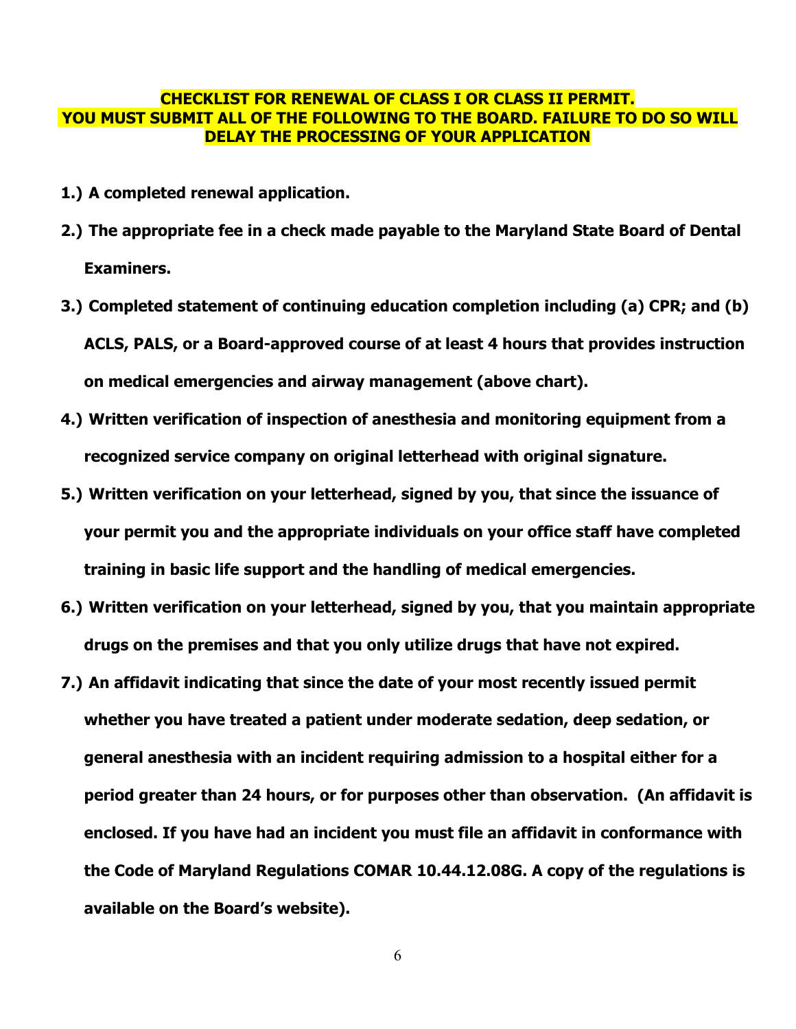**CHECKLIST FOR RENEWAL OF CLASS I OR CLASS II PERMIT.**
**YOU MUST SUBMIT ALL OF THE FOLLOWING TO THE BOARD. FAILURE TO DO SO WILL DELAY THE PROCESSING OF YOUR APPLICATION**

1.) **A completed renewal application.**

2.) **The appropriate fee in a check made payable to the Maryland State Board of Dental Examiners.**

3.) **Completed statement of continuing education completion including (a) CPR; and (b) ACLS, PALS, or a Board-approved course of at least 4 hours that provides instruction on medical emergencies and airway management (above chart).**

4.) **Written verification of inspection of anesthesia and monitoring equipment from a recognized service company on original letterhead with original signature.**

5.) **Written verification on your letterhead, signed by you, that since the issuance of your permit you and the appropriate individuals on your office staff have completed training in basic life support and the handling of medical emergencies.**

6.) **Written verification on your letterhead, signed by you, that you maintain appropriate drugs on the premises and that you only utilize drugs that have not expired.**

7.) **An affidavit indicating that since the date of your most recently issued permit whether you have treated a patient under moderate sedation, deep sedation, or general anesthesia with an incident requiring admission to a hospital either for a period greater than 24 hours, or for purposes other than observation. (An affidavit is enclosed. If you have had an incident you must file an affidavit in conformance with the Code of Maryland Regulations COMAR 10.44.12.08G. A copy of the regulations is available on the Board's website).**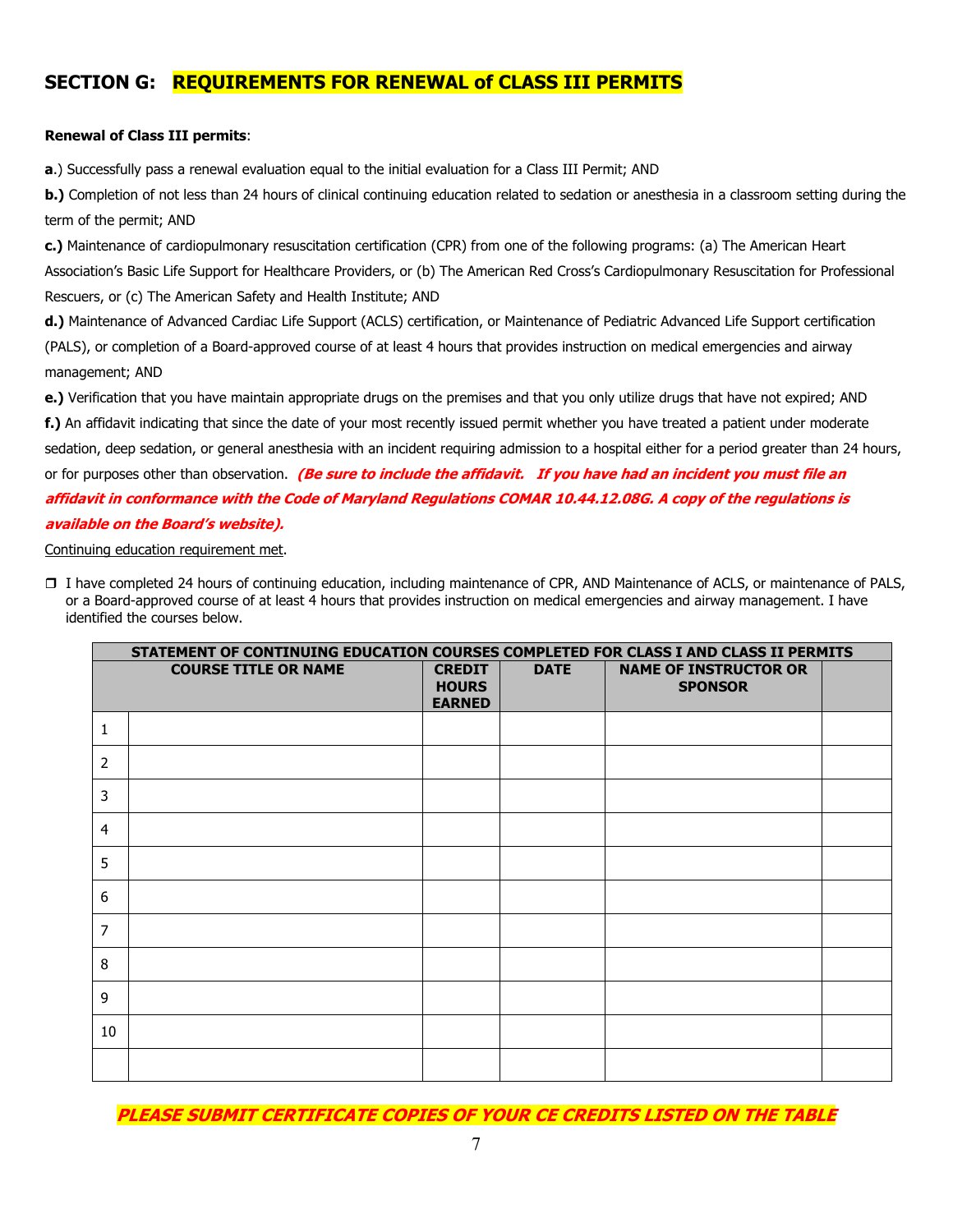## SECTION G: REQUIREMENTS FOR RENEWAL of CLASS III PERMITS

**Renewal of Class III permits**:

**a**.) Successfully pass a renewal evaluation equal to the initial evaluation for a Class III Permit; AND

**b.)** Completion of not less than 24 hours of clinical continuing education related to sedation or anesthesia in a classroom setting during the term of the permit; AND

**c.)** Maintenance of cardiopulmonary resuscitation certification (CPR) from one of the following programs: (a) The American Heart Association's Basic Life Support for Healthcare Providers, or (b) The American Red Cross's Cardiopulmonary Resuscitation for Professional Rescuers, or (c) The American Safety and Health Institute; AND

**d.)** Maintenance of Advanced Cardiac Life Support (ACLS) certification, or Maintenance of Pediatric Advanced Life Support certification (PALS), or completion of a Board-approved course of at least 4 hours that provides instruction on medical emergencies and airway management; AND

**e.)** Verification that you have maintain appropriate drugs on the premises and that you only utilize drugs that have not expired; AND

**f.)** An affidavit indicating that since the date of your most recently issued permit whether you have treated a patient under moderate sedation, deep sedation, or general anesthesia with an incident requiring admission to a hospital either for a period greater than 24 hours, or for purposes other than observation. ***(Be sure to include the affidavit. If you have had an incident you must file an affidavit in conformance with the Code of Maryland Regulations COMAR 10.44.12.08G. A copy of the regulations is available on the Board's website).***

Continuing education requirement met.

- ☐ I have completed 24 hours of continuing education, including maintenance of CPR, AND Maintenance of ACLS, or maintenance of PALS, or a Board-approved course of at least 4 hours that provides instruction on medical emergencies and airway management. I have identified the courses below.

| STATEMENT OF CONTINUING EDUCATION COURSES COMPLETED FOR CLASS I AND CLASS II PERMITS | | | | | |
|---|---|---|---|---|---|
| | COURSE TITLE OR NAME | CREDIT HOURS EARNED | DATE | NAME OF INSTRUCTOR OR SPONSOR | |
| 1 | | | | | |
| 2 | | | | | |
| 3 | | | | | |
| 4 | | | | | |
| 5 | | | | | |
| 6 | | | | | |
| 7 | | | | | |
| 8 | | | | | |
| 9 | | | | | |
| 10 | | | | | |
| | | | | | |

***PLEASE SUBMIT CERTIFICATE COPIES OF YOUR CE CREDITS LISTED ON THE TABLE***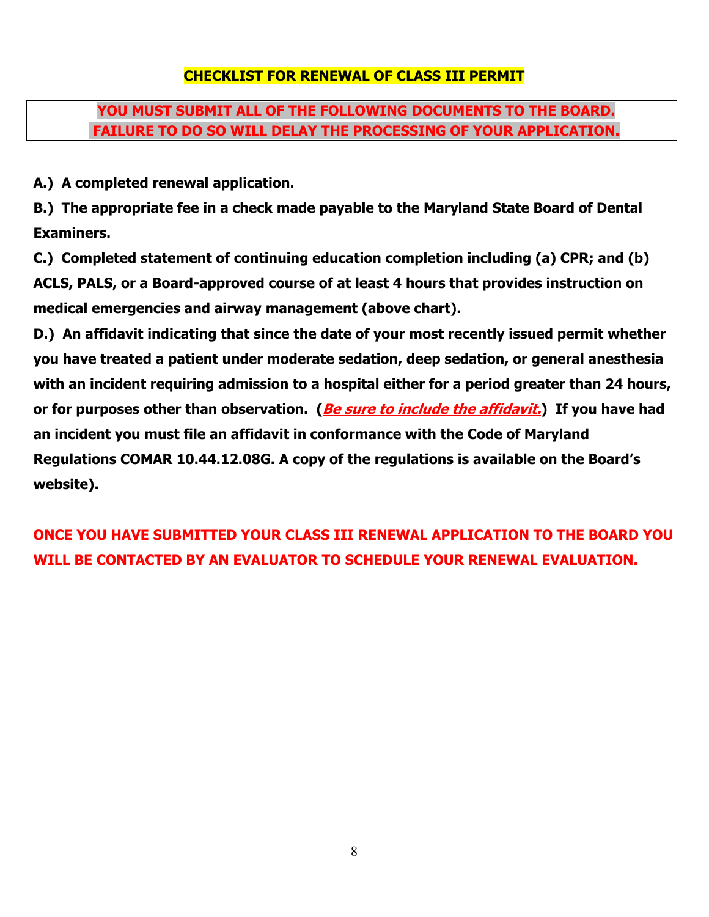## CHECKLIST FOR RENEWAL OF CLASS III PERMIT

| YOU MUST SUBMIT ALL OF THE FOLLOWING DOCUMENTS TO THE BOARD. |
|---|
| FAILURE TO DO SO WILL DELAY THE PROCESSING OF YOUR APPLICATION. |

**A.) A completed renewal application.**

**B.) The appropriate fee in a check made payable to the Maryland State Board of Dental Examiners.**

**C.) Completed statement of continuing education completion including (a) CPR; and (b) ACLS, PALS, or a Board-approved course of at least 4 hours that provides instruction on medical emergencies and airway management (above chart).**

**D.) An affidavit indicating that since the date of your most recently issued permit whether you have treated a patient under moderate sedation, deep sedation, or general anesthesia with an incident requiring admission to a hospital either for a period greater than 24 hours, or for purposes other than observation. (*Be sure to include the affidavit.*) If you have had an incident you must file an affidavit in conformance with the Code of Maryland Regulations COMAR 10.44.12.08G. A copy of the regulations is available on the Board's website).**

**ONCE YOU HAVE SUBMITTED YOUR CLASS III RENEWAL APPLICATION TO THE BOARD YOU WILL BE CONTACTED BY AN EVALUATOR TO SCHEDULE YOUR RENEWAL EVALUATION.**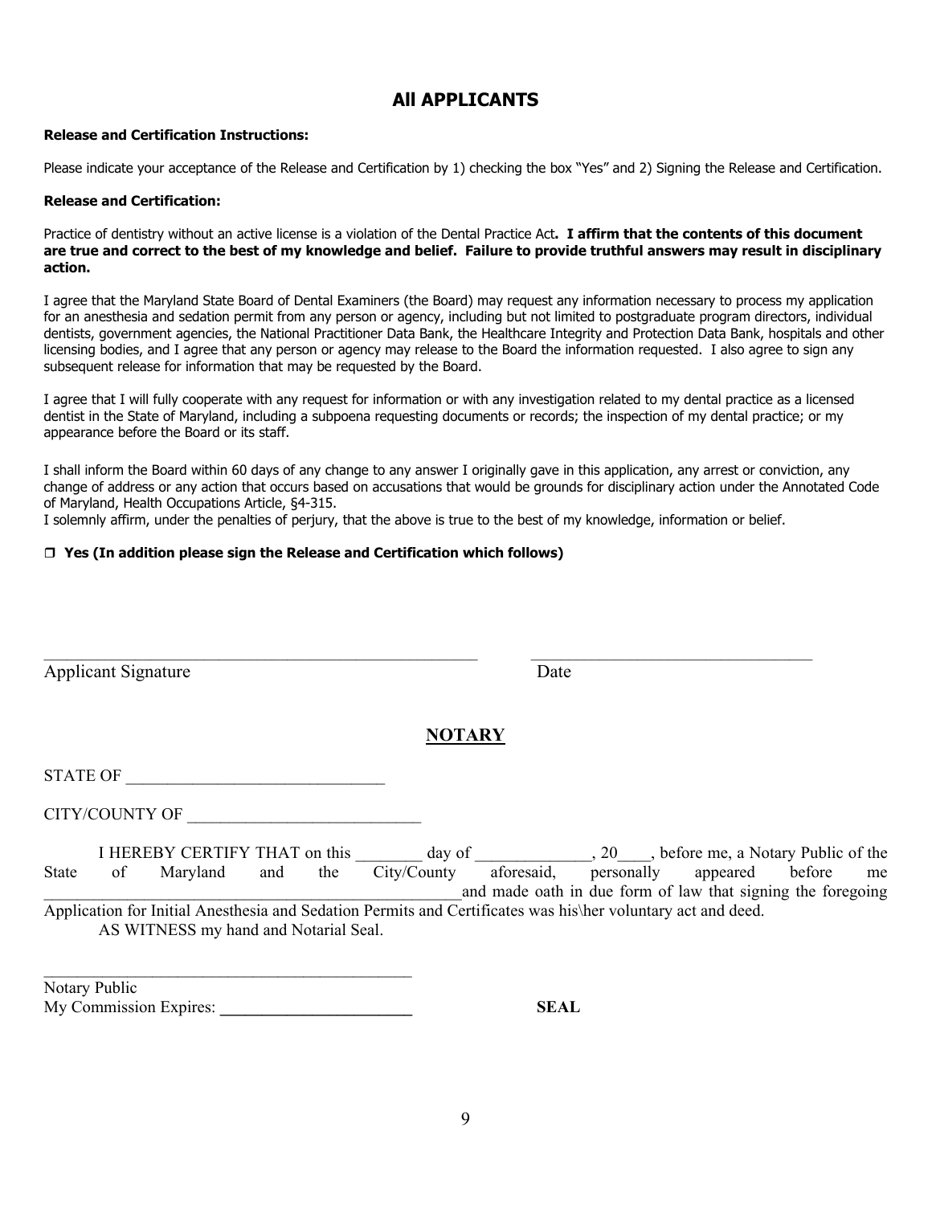## All APPLICANTS

**Release and Certification Instructions:**

Please indicate your acceptance of the Release and Certification by 1) checking the box "Yes" and 2) Signing the Release and Certification.

**Release and Certification:**

Practice of dentistry without an active license is a violation of the Dental Practice Act**. I affirm that the contents of this document are true and correct to the best of my knowledge and belief. Failure to provide truthful answers may result in disciplinary action.**

I agree that the Maryland State Board of Dental Examiners (the Board) may request any information necessary to process my application for an anesthesia and sedation permit from any person or agency, including but not limited to postgraduate program directors, individual dentists, government agencies, the National Practitioner Data Bank, the Healthcare Integrity and Protection Data Bank, hospitals and other licensing bodies, and I agree that any person or agency may release to the Board the information requested. I also agree to sign any subsequent release for information that may be requested by the Board.

I agree that I will fully cooperate with any request for information or with any investigation related to my dental practice as a licensed dentist in the State of Maryland, including a subpoena requesting documents or records; the inspection of my dental practice; or my appearance before the Board or its staff.

I shall inform the Board within 60 days of any change to any answer I originally gave in this application, any arrest or conviction, any change of address or any action that occurs based on accusations that would be grounds for disciplinary action under the Annotated Code of Maryland, Health Occupations Article, §4-315.
I solemnly affirm, under the penalties of perjury, that the above is true to the best of my knowledge, information or belief.

☐ **Yes (In addition please sign the Release and Certification which follows)**

\_\_\_\_\_\_\_\_\_\_\_\_\_\_\_\_\_\_\_\_\_\_\_\_\_\_\_\_\_\_\_\_\_\_\_\_\_\_\_\_\_\_\_\_\_\_\_\_\_\_\_\_ \_\_\_\_\_\_\_\_\_\_\_\_\_\_\_\_\_\_\_\_\_\_\_\_\_\_\_\_\_\_\_\_\_\_\_\_
Applicant Signature Date

## NOTARY

STATE OF \_\_\_\_\_\_\_\_\_\_\_\_\_\_\_\_\_\_\_\_\_\_\_\_\_\_\_\_\_\_\_\_

CITY/COUNTY OF \_\_\_\_\_\_\_\_\_\_\_\_\_\_\_\_\_\_\_\_\_\_\_\_\_\_\_\_\_\_

I HEREBY CERTIFY THAT on this \_\_\_\_\_\_\_\_ day of \_\_\_\_\_\_\_\_\_\_\_\_\_\_, 20\_\_\_\_, before me, a Notary Public of the State of Maryland and the City/County aforesaid, personally appeared before me \_\_\_\_\_\_\_\_\_\_\_\_\_\_\_\_\_\_\_\_\_\_\_\_\_\_\_\_\_\_\_\_\_\_\_\_\_\_\_\_\_\_\_\_\_\_\_\_\_\_\_\_and made oath in due form of law that signing the foregoing Application for Initial Anesthesia and Sedation Permits and Certificates was his\her voluntary act and deed.
AS WITNESS my hand and Notarial Seal.

\_\_\_\_\_\_\_\_\_\_\_\_\_\_\_\_\_\_\_\_\_\_\_\_\_\_\_\_\_\_\_\_\_\_\_\_\_\_\_\_\_\_\_\_\_\_
Notary Public
My Commission Expires: **\_\_\_\_\_\_\_\_\_\_\_\_\_\_\_\_\_\_\_\_\_\_\_\_** **SEAL**